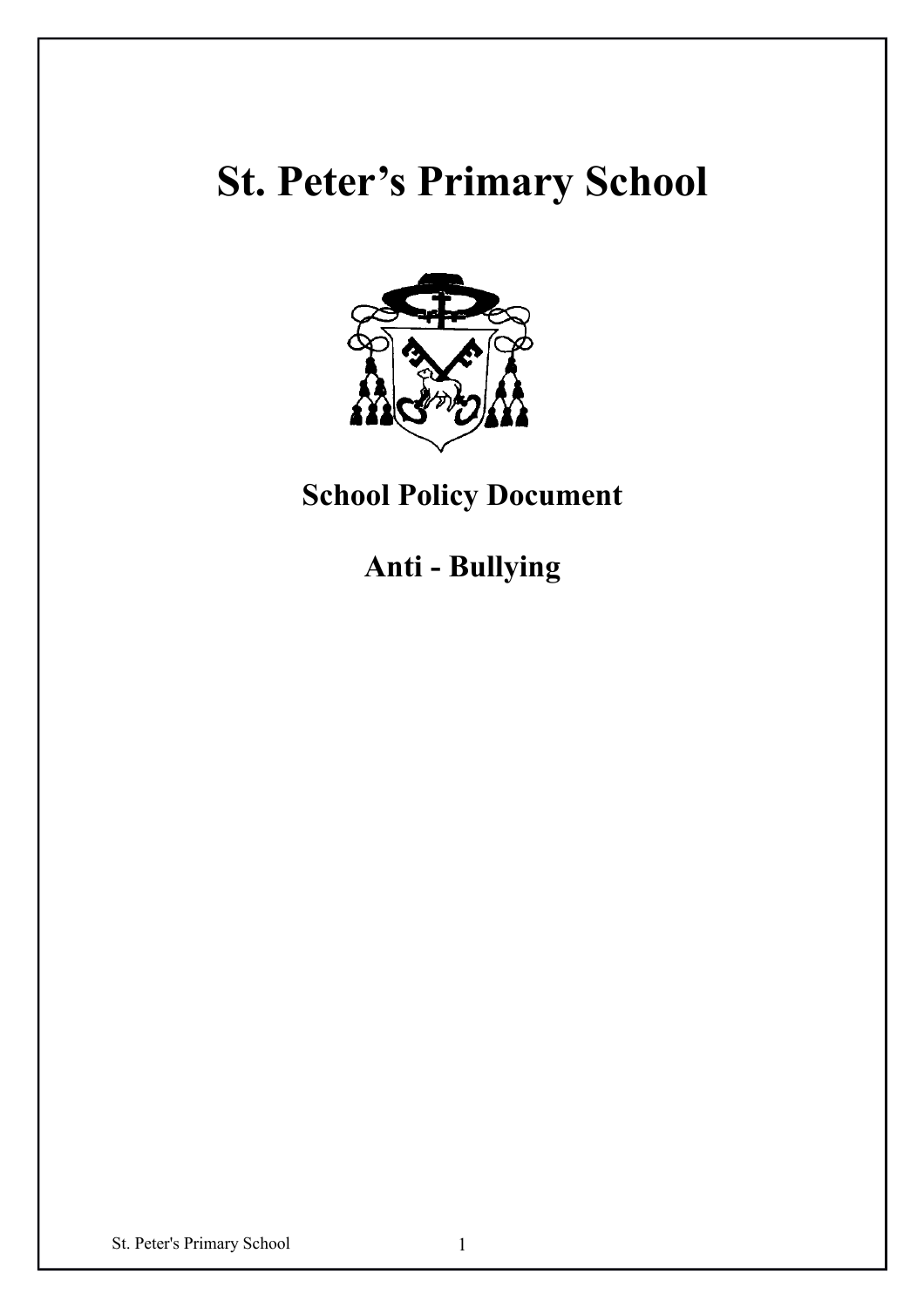# St. Peter's Primary School

## School Policy Document

## Anti - Bullying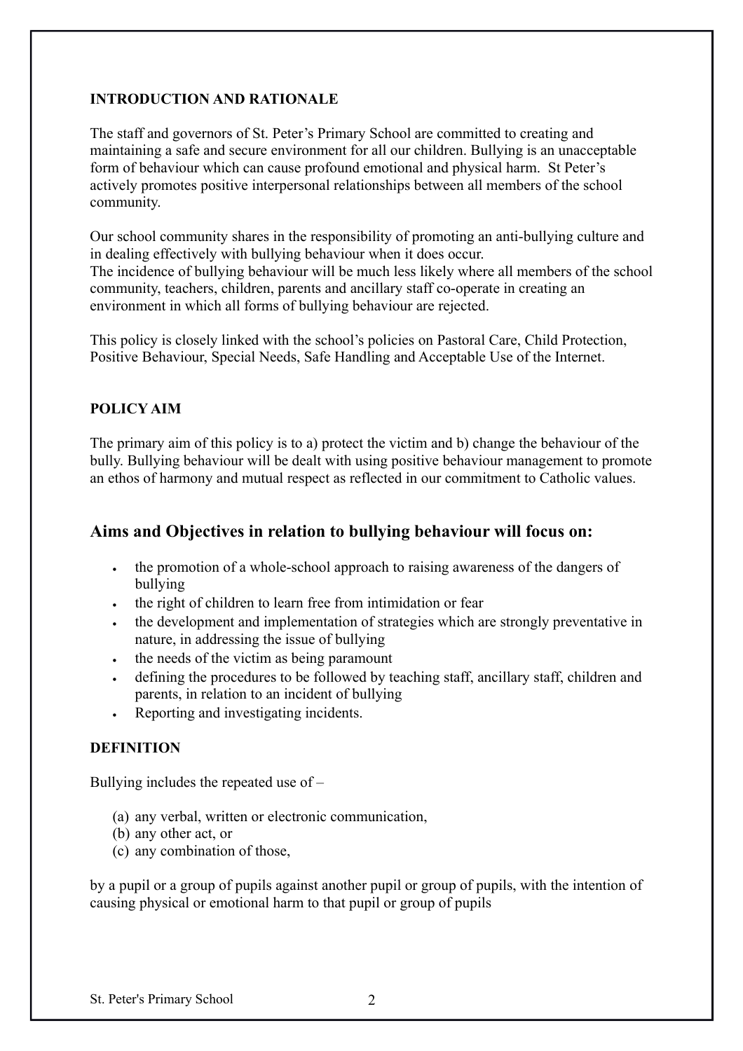**INTRODUCTION AND RATIONALE**

The staff and governors of St. Peter's Primary School are committed to creating and maintaining a safe and secure environment for all our children. Bullying is an unacceptable form of behaviour which can cause profound emotional and physical harm. St Peter's actively promotes positive interpersonal relationships between all members of the school community.

Our school community shares in the responsibility of promoting an anti-bullying culture and in dealing effectively with bullying behaviour when it does occur.
The incidence of bullying behaviour will be much less likely where all members of the school community, teachers, children, parents and ancillary staff co-operate in creating an environment in which all forms of bullying behaviour are rejected.

This policy is closely linked with the school's policies on Pastoral Care, Child Protection, Positive Behaviour, Special Needs, Safe Handling and Acceptable Use of the Internet.

**POLICY AIM**

The primary aim of this policy is to a) protect the victim and b) change the behaviour of the bully. Bullying behaviour will be dealt with using positive behaviour management to promote an ethos of harmony and mutual respect as reflected in our commitment to Catholic values.

## Aims and Objectives in relation to bullying behaviour will focus on:

- the promotion of a whole-school approach to raising awareness of the dangers of bullying
- the right of children to learn free from intimidation or fear
- the development and implementation of strategies which are strongly preventative in nature, in addressing the issue of bullying
- the needs of the victim as being paramount
- defining the procedures to be followed by teaching staff, ancillary staff, children and parents, in relation to an incident of bullying
- Reporting and investigating incidents.

**DEFINITION**

Bullying includes the repeated use of –

(a) any verbal, written or electronic communication,
(b) any other act, or
(c) any combination of those,

by a pupil or a group of pupils against another pupil or group of pupils, with the intention of causing physical or emotional harm to that pupil or group of pupils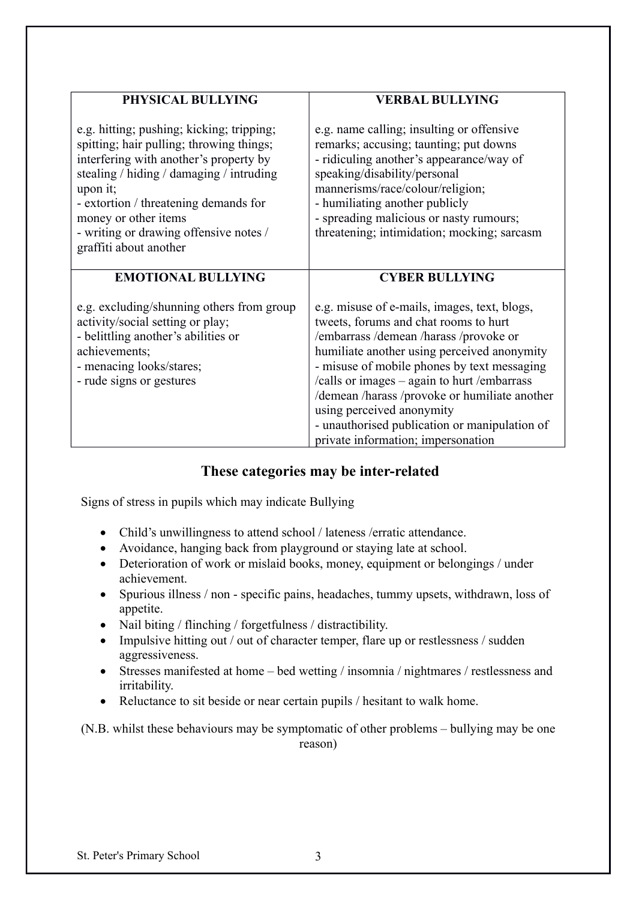| PHYSICAL BULLYING | VERBAL BULLYING |
|---|---|
| e.g. hitting; pushing; kicking; tripping; spitting; hair pulling; throwing things; interfering with another's property by stealing / hiding / damaging / intruding upon it;<br>- extortion / threatening demands for money or other items<br>- writing or drawing offensive notes / graffiti about another | e.g. name calling; insulting or offensive remarks; accusing; taunting; put downs<br>- ridiculing another's appearance/way of speaking/disability/personal mannerisms/race/colour/religion;<br>- humiliating another publicly<br>- spreading malicious or nasty rumours; threatening; intimidation; mocking; sarcasm |
| **EMOTIONAL BULLYING** | **CYBER BULLYING** |
| e.g. excluding/shunning others from group activity/social setting or play;<br>- belittling another's abilities or achievements;<br>- menacing looks/stares;<br>- rude signs or gestures | e.g. misuse of e-mails, images, text, blogs, tweets, forums and chat rooms to hurt /embarrass /demean /harass /provoke or humiliate another using perceived anonymity<br>- misuse of mobile phones by text messaging /calls or images – again to hurt /embarrass /demean /harass /provoke or humiliate another using perceived anonymity<br>- unauthorised publication or manipulation of private information; impersonation |

## These categories may be inter-related

Signs of stress in pupils which may indicate Bullying

- Child's unwillingness to attend school / lateness /erratic attendance.
- Avoidance, hanging back from playground or staying late at school.
- Deterioration of work or mislaid books, money, equipment or belongings / under achievement.
- Spurious illness / non - specific pains, headaches, tummy upsets, withdrawn, loss of appetite.
- Nail biting / flinching / forgetfulness / distractibility.
- Impulsive hitting out / out of character temper, flare up or restlessness / sudden aggressiveness.
- Stresses manifested at home – bed wetting / insomnia / nightmares / restlessness and irritability.
- Reluctance to sit beside or near certain pupils / hesitant to walk home.

(N.B. whilst these behaviours may be symptomatic of other problems – bullying may be one reason)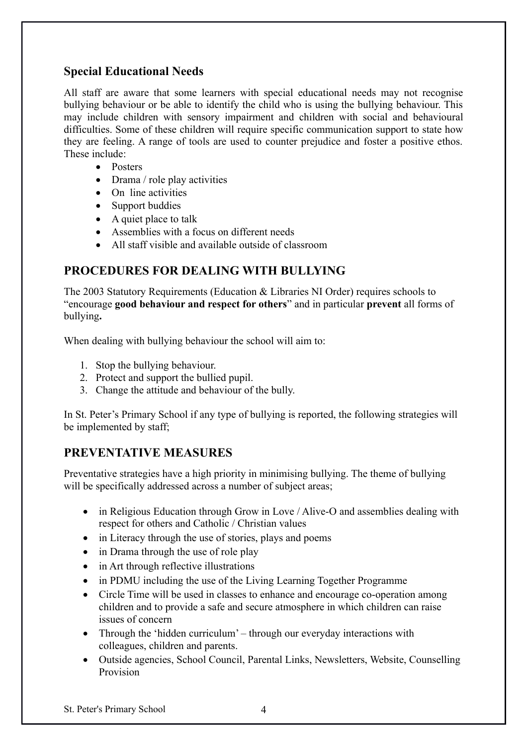## Special Educational Needs

All staff are aware that some learners with special educational needs may not recognise bullying behaviour or be able to identify the child who is using the bullying behaviour. This may include children with sensory impairment and children with social and behavioural difficulties. Some of these children will require specific communication support to state how they are feeling. A range of tools are used to counter prejudice and foster a positive ethos. These include:

- Posters
- Drama / role play activities
- On line activities
- Support buddies
- A quiet place to talk
- Assemblies with a focus on different needs
- All staff visible and available outside of classroom

## PROCEDURES FOR DEALING WITH BULLYING

The 2003 Statutory Requirements (Education & Libraries NI Order) requires schools to "encourage **good behaviour and respect for others**" and in particular **prevent** all forms of bullying**.**

When dealing with bullying behaviour the school will aim to:

1. Stop the bullying behaviour.
2. Protect and support the bullied pupil.
3. Change the attitude and behaviour of the bully.

In St. Peter's Primary School if any type of bullying is reported, the following strategies will be implemented by staff;

## PREVENTATIVE MEASURES

Preventative strategies have a high priority in minimising bullying. The theme of bullying will be specifically addressed across a number of subject areas;

- in Religious Education through Grow in Love / Alive-O and assemblies dealing with respect for others and Catholic / Christian values
- in Literacy through the use of stories, plays and poems
- in Drama through the use of role play
- in Art through reflective illustrations
- in PDMU including the use of the Living Learning Together Programme
- Circle Time will be used in classes to enhance and encourage co-operation among children and to provide a safe and secure atmosphere in which children can raise issues of concern
- Through the 'hidden curriculum' – through our everyday interactions with colleagues, children and parents.
- Outside agencies, School Council, Parental Links, Newsletters, Website, Counselling Provision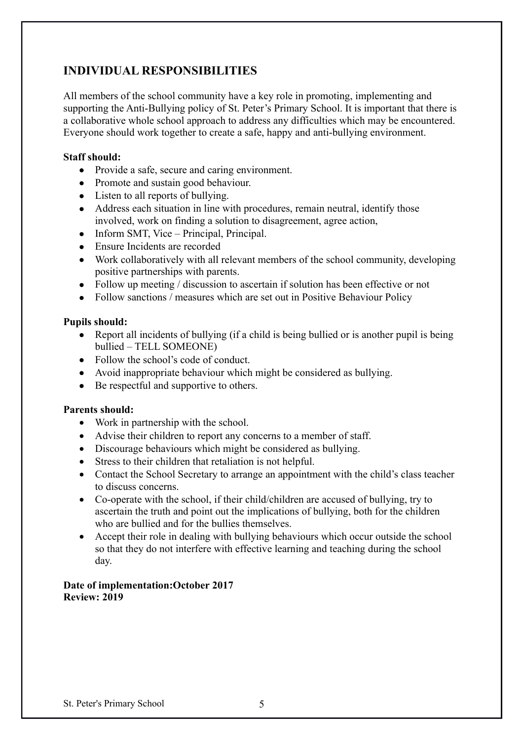## INDIVIDUAL RESPONSIBILITIES

All members of the school community have a key role in promoting, implementing and supporting the Anti-Bullying policy of St. Peter's Primary School. It is important that there is a collaborative whole school approach to address any difficulties which may be encountered. Everyone should work together to create a safe, happy and anti-bullying environment.

**Staff should:**

- Provide a safe, secure and caring environment.
- Promote and sustain good behaviour.
- Listen to all reports of bullying.
- Address each situation in line with procedures, remain neutral, identify those involved, work on finding a solution to disagreement, agree action,
- Inform SMT, Vice – Principal, Principal.
- Ensure Incidents are recorded
- Work collaboratively with all relevant members of the school community, developing positive partnerships with parents.
- Follow up meeting / discussion to ascertain if solution has been effective or not
- Follow sanctions / measures which are set out in Positive Behaviour Policy

**Pupils should:**

- Report all incidents of bullying (if a child is being bullied or is another pupil is being bullied – TELL SOMEONE)
- Follow the school's code of conduct.
- Avoid inappropriate behaviour which might be considered as bullying.
- Be respectful and supportive to others.

**Parents should:**

- Work in partnership with the school.
- Advise their children to report any concerns to a member of staff.
- Discourage behaviours which might be considered as bullying.
- Stress to their children that retaliation is not helpful.
- Contact the School Secretary to arrange an appointment with the child's class teacher to discuss concerns.
- Co-operate with the school, if their child/children are accused of bullying, try to ascertain the truth and point out the implications of bullying, both for the children who are bullied and for the bullies themselves.
- Accept their role in dealing with bullying behaviours which occur outside the school so that they do not interfere with effective learning and teaching during the school day.

**Date of implementation:October 2017**
**Review: 2019**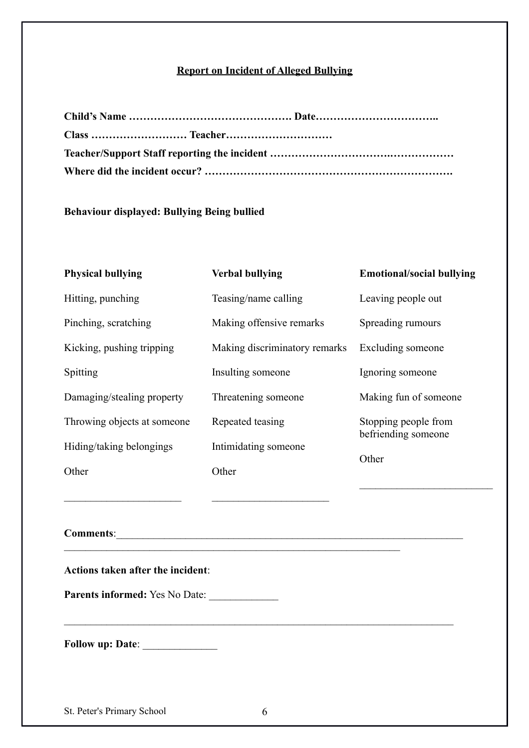**Report on Incident of Alleged Bullying**

**Child's Name ………………………………………. Date……………………………..**

**Class ……………………… Teacher…………………………**

**Teacher/Support Staff reporting the incident …………………………….………………**

**Where did the incident occur? ………………………………………………………….**

**Behaviour displayed: Bullying Being bullied**

| **Physical bullying** | **Verbal bullying** | **Emotional/social bullying** |
|---|---|---|
| Hitting, punching | Teasing/name calling | Leaving people out |
| Pinching, scratching | Making offensive remarks | Spreading rumours |
| Kicking, pushing tripping | Making discriminatory remarks | Excluding someone |
| Spitting | Insulting someone | Ignoring someone |
| Damaging/stealing property | Threatening someone | Making fun of someone |
| Throwing objects at someone | Repeated teasing | Stopping people from befriending someone |
| Hiding/taking belongings | Intimidating someone | Other |
| Other | Other | ________________________ |
| ______________________ | ______________________ | |

**Comments**:________________________________________________________________
_______________________________________________________________

**Actions taken after the incident**:

**Parents informed:** Yes No Date: _____________

__________________________________________________________________________

**Follow up: Date**: ______________

St. Peter's Primary School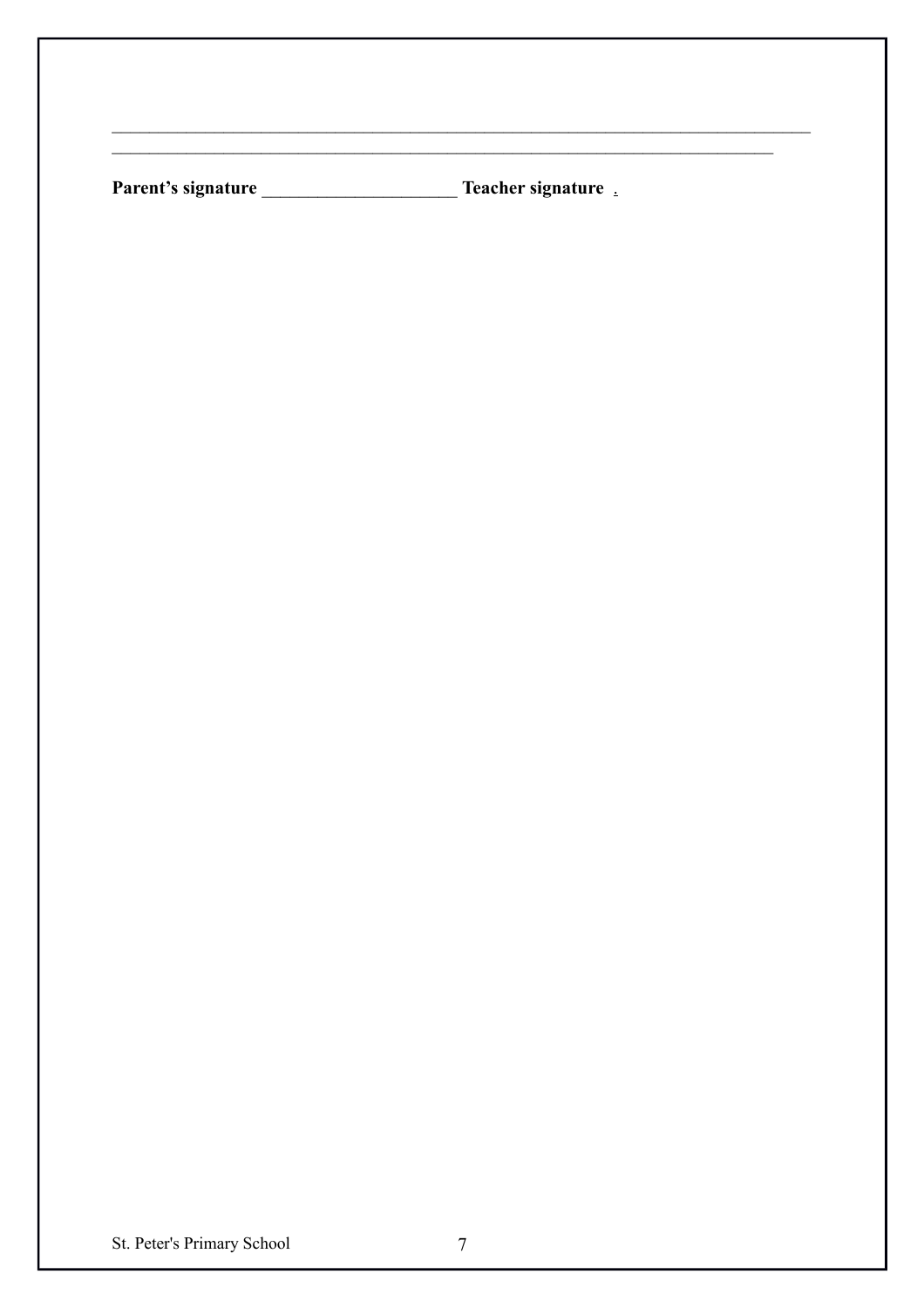________________________________________________________________________

______________________________________________________________________

**Parent's signature** ____________________ **Teacher signature** .